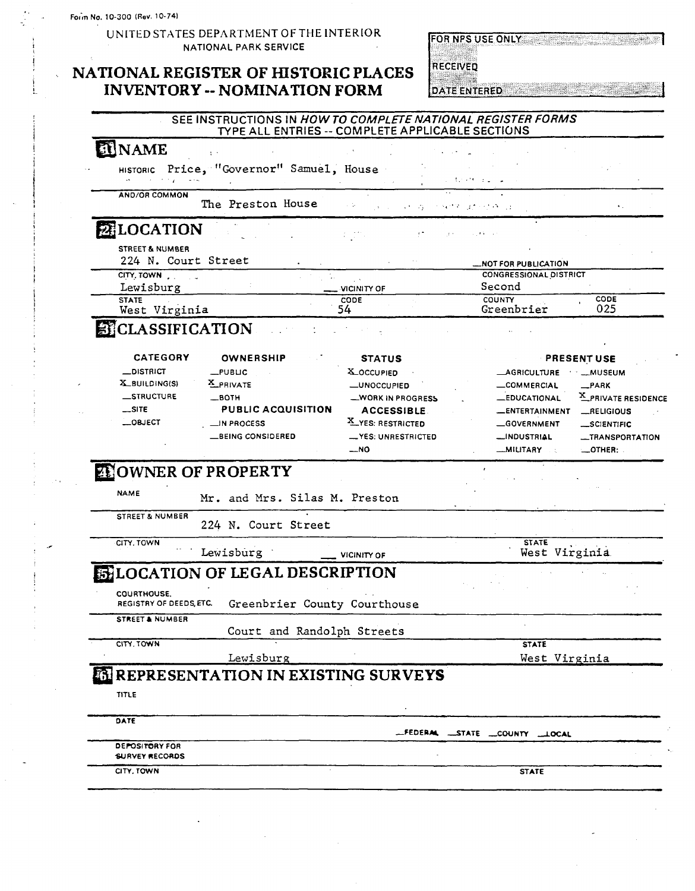Form No. 10-300 (Rev. 10-74)

UNITED STATES DEPARTMENT OF THE INTERIOR
NATIONAL PARK SERVICE

# NATIONAL REGISTER OF HISTORIC PLACES INVENTORY -- NOMINATION FORM

| FOR NPS USE ONLY |
|---|
| RECEIVED |
| DATE ENTERED |

SEE INSTRUCTIONS IN *HOW TO COMPLETE NATIONAL REGISTER FORMS*
TYPE ALL ENTRIES -- COMPLETE APPLICABLE SECTIONS

## 1 NAME

HISTORIC Price, "Governor" Samuel, House

AND/OR COMMON The Preston House

## 2 LOCATION

STREET & NUMBER 224 N. Court Street — NOT FOR PUBLICATION

CITY, TOWN Lewisburg — VICINITY OF

CONGRESSIONAL DISTRICT Second

STATE West Virginia CODE 54 COUNTY Greenbrier CODE 025

## 3 CLASSIFICATION

| CATEGORY | OWNERSHIP | STATUS | PRESENT USE | |
|---|---|---|---|---|
| __DISTRICT | __PUBLIC | X OCCUPIED | __AGRICULTURE | __MUSEUM |
| X BUILDING(S) | X PRIVATE | __UNOCCUPIED | __COMMERCIAL | __PARK |
| __STRUCTURE | __BOTH | __WORK IN PROGRESS | __EDUCATIONAL | X PRIVATE RESIDENCE |
| __SITE | **PUBLIC ACQUISITION** | **ACCESSIBLE** | __ENTERTAINMENT | __RELIGIOUS |
| __OBJECT | __IN PROCESS | X YES: RESTRICTED | __GOVERNMENT | __SCIENTIFIC |
| | __BEING CONSIDERED | __YES: UNRESTRICTED | __INDUSTRIAL | __TRANSPORTATION |
| | | __NO | __MILITARY | __OTHER: |

## 4 OWNER OF PROPERTY

NAME Mr. and Mrs. Silas M. Preston

STREET & NUMBER 224 N. Court Street

CITY, TOWN Lewisburg — VICINITY OF STATE West Virginia

## 5 LOCATION OF LEGAL DESCRIPTION

COURTHOUSE, REGISTRY OF DEEDS, ETC. Greenbrier County Courthouse

STREET & NUMBER Court and Randolph Streets

CITY, TOWN Lewisburg STATE West Virginia

## 6 REPRESENTATION IN EXISTING SURVEYS

TITLE

DATE — FEDERAL — STATE — COUNTY — LOCAL

DEPOSITORY FOR SURVEY RECORDS

CITY, TOWN STATE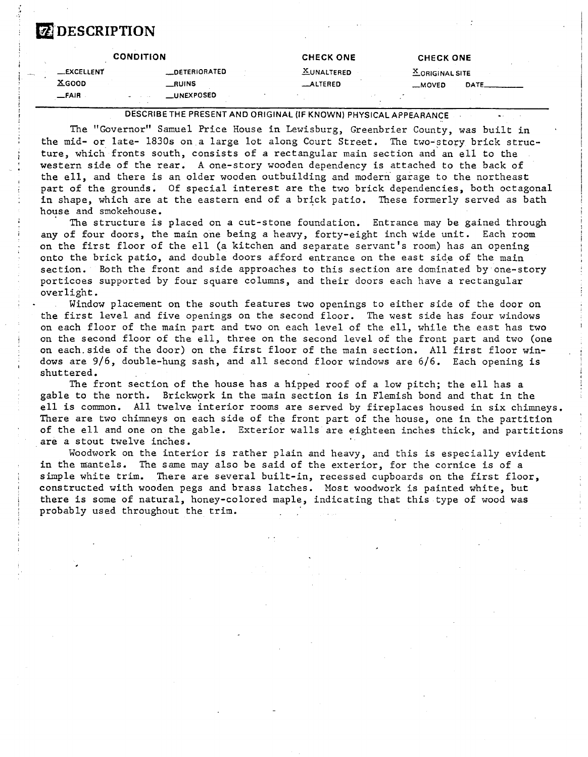# 7 DESCRIPTION

| CONDITION | | CHECK ONE | CHECK ONE |
|---|---|---|---|
| __EXCELLENT | __DETERIORATED | X UNALTERED | X ORIGINAL SITE |
| X GOOD | __RUINS | __ALTERED | __MOVED DATE______ |
| __FAIR | __UNEXPOSED | | |

DESCRIBE THE PRESENT AND ORIGINAL (IF KNOWN) PHYSICAL APPEARANCE

The "Governor" Samuel Price House in Lewisburg, Greenbrier County, was built in the mid- or late- 1830s on a large lot along Court Street. The two-story brick structure, which fronts south, consists of a rectangular main section and an ell to the western side of the rear. A one-story wooden dependency is attached to the back of the ell, and there is an older wooden outbuilding and modern garage to the northeast part of the grounds. Of special interest are the two brick dependencies, both octagonal in shape, which are at the eastern end of a brick patio. These formerly served as bath house and smokehouse.

The structure is placed on a cut-stone foundation. Entrance may be gained through any of four doors, the main one being a heavy, forty-eight inch wide unit. Each room on the first floor of the ell (a kitchen and separate servant's room) has an opening onto the brick patio, and double doors afford entrance on the east side of the main section. Both the front and side approaches to this section are dominated by one-story porticoes supported by four square columns, and their doors each have a rectangular overlight.

Window placement on the south features two openings to either side of the door on the first level and five openings on the second floor. The west side has four windows on each floor of the main part and two on each level of the ell, while the east has two on the second floor of the ell, three on the second level of the front part and two (one on each side of the door) on the first floor of the main section. All first floor windows are 9/6, double-hung sash, and all second floor windows are 6/6. Each opening is shuttered.

The front section of the house has a hipped roof of a low pitch; the ell has a gable to the north. Brickwork in the main section is in Flemish bond and that in the ell is common. All twelve interior rooms are served by fireplaces housed in six chimneys. There are two chimneys on each side of the front part of the house, one in the partition of the ell and one on the gable. Exterior walls are eighteen inches thick, and partitions are a stout twelve inches.

Woodwork on the interior is rather plain and heavy, and this is especially evident in the mantels. The same may also be said of the exterior, for the cornice is of a simple white trim. There are several built-in, recessed cupboards on the first floor, constructed with wooden pegs and brass latches. Most woodwork is painted white, but there is some of natural, honey-colored maple, indicating that this type of wood was probably used throughout the trim.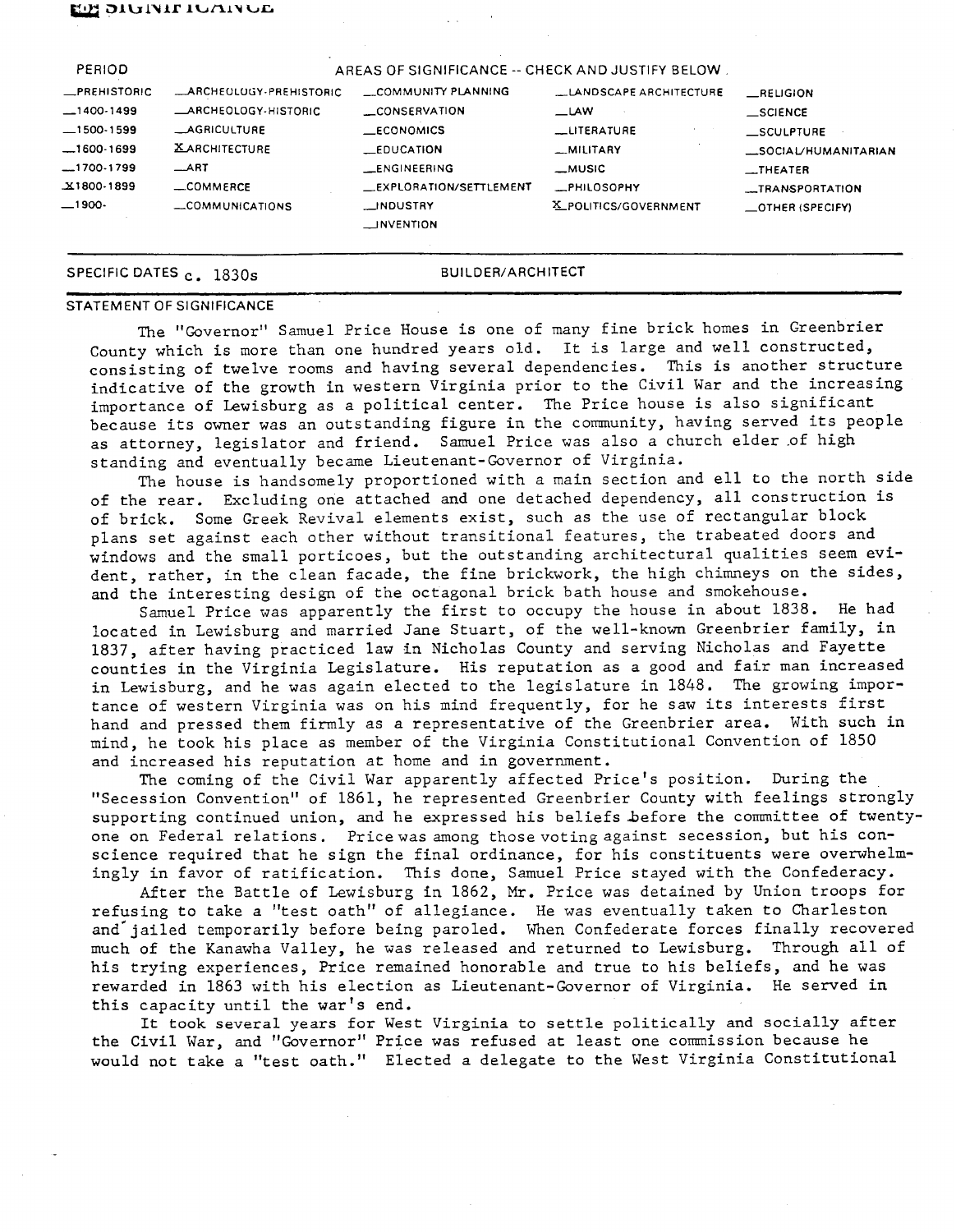## SIGNIFICANCE

| PERIOD | AREAS OF SIGNIFICANCE -- CHECK AND JUSTIFY BELOW | | | | |
|---|---|---|---|---|---|
| _PREHISTORIC | _ARCHEOLOGY-PREHISTORIC | _COMMUNITY PLANNING | _LANDSCAPE ARCHITECTURE | _RELIGION |
| _1400-1499 | _ARCHEOLOGY-HISTORIC | _CONSERVATION | _LAW | _SCIENCE |
| _1500-1599 | _AGRICULTURE | _ECONOMICS | _LITERATURE | _SCULPTURE |
| _1600-1699 | X ARCHITECTURE | _EDUCATION | _MILITARY | _SOCIAL/HUMANITARIAN |
| _1700-1799 | _ART | _ENGINEERING | _MUSIC | _THEATER |
| X 1800-1899 | _COMMERCE | _EXPLORATION/SETTLEMENT | _PHILOSOPHY | _TRANSPORTATION |
| _1900- | _COMMUNICATIONS | _INDUSTRY | X POLITICS/GOVERNMENT | _OTHER (SPECIFY) |
| | | _INVENTION | | |

SPECIFIC DATES c. 1830s    BUILDER/ARCHITECT

### STATEMENT OF SIGNIFICANCE

The "Governor" Samuel Price House is one of many fine brick homes in Greenbrier County which is more than one hundred years old. It is large and well constructed, consisting of twelve rooms and having several dependencies. This is another structure indicative of the growth in western Virginia prior to the Civil War and the increasing importance of Lewisburg as a political center. The Price house is also significant because its owner was an outstanding figure in the community, having served its people as attorney, legislator and friend. Samuel Price was also a church elder of high standing and eventually became Lieutenant-Governor of Virginia.

The house is handsomely proportioned with a main section and ell to the north side of the rear. Excluding one attached and one detached dependency, all construction is of brick. Some Greek Revival elements exist, such as the use of rectangular block plans set against each other without transitional features, the trabeated doors and windows and the small porticoes, but the outstanding architectural qualities seem evident, rather, in the clean facade, the fine brickwork, the high chimneys on the sides, and the interesting design of the octagonal brick bath house and smokehouse.

Samuel Price was apparently the first to occupy the house in about 1838. He had located in Lewisburg and married Jane Stuart, of the well-known Greenbrier family, in 1837, after having practiced law in Nicholas County and serving Nicholas and Fayette counties in the Virginia Legislature. His reputation as a good and fair man increased in Lewisburg, and he was again elected to the legislature in 1848. The growing importance of western Virginia was on his mind frequently, for he saw its interests first hand and pressed them firmly as a representative of the Greenbrier area. With such in mind, he took his place as member of the Virginia Constitutional Convention of 1850 and increased his reputation at home and in government.

The coming of the Civil War apparently affected Price's position. During the "Secession Convention" of 1861, he represented Greenbrier County with feelings strongly supporting continued union, and he expressed his beliefs before the committee of twenty-one on Federal relations. Price was among those voting against secession, but his conscience required that he sign the final ordinance, for his constituents were overwhelmingly in favor of ratification. This done, Samuel Price stayed with the Confederacy.

After the Battle of Lewisburg in 1862, Mr. Price was detained by Union troops for refusing to take a "test oath" of allegiance. He was eventually taken to Charleston and jailed temporarily before being paroled. When Confederate forces finally recovered much of the Kanawha Valley, he was released and returned to Lewisburg. Through all of his trying experiences, Price remained honorable and true to his beliefs, and he was rewarded in 1863 with his election as Lieutenant-Governor of Virginia. He served in this capacity until the war's end.

It took several years for West Virginia to settle politically and socially after the Civil War, and "Governor" Price was refused at least one commission because he would not take a "test oath." Elected a delegate to the West Virginia Constitutional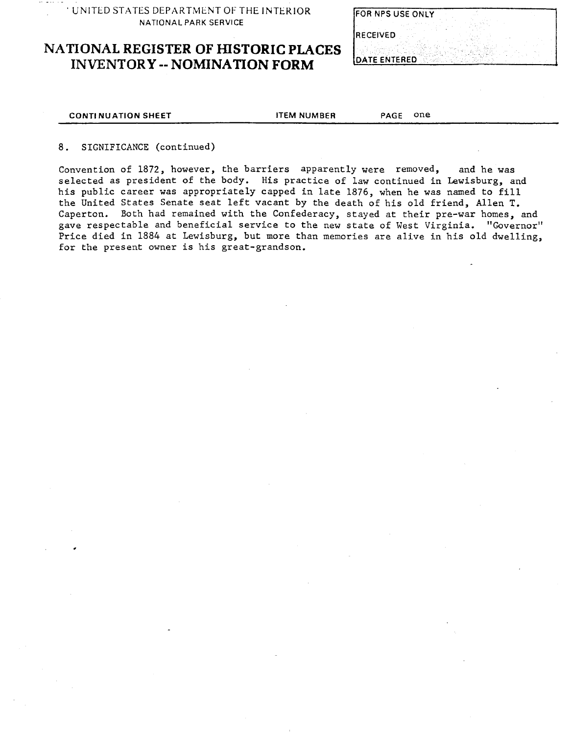UNITED STATES DEPARTMENT OF THE INTERIOR
NATIONAL PARK SERVICE

# NATIONAL REGISTER OF HISTORIC PLACES INVENTORY -- NOMINATION FORM

FOR NPS USE ONLY

RECEIVED

DATE ENTERED

CONTINUATION SHEET ITEM NUMBER PAGE one

8. SIGNIFICANCE (continued)

Convention of 1872, however, the barriers apparently were removed, and he was selected as president of the body. His practice of law continued in Lewisburg, and his public career was appropriately capped in late 1876, when he was named to fill the United States Senate seat left vacant by the death of his old friend, Allen T. Caperton. Both had remained with the Confederacy, stayed at their pre-war homes, and gave respectable and beneficial service to the new state of West Virginia. "Governor" Price died in 1884 at Lewisburg, but more than memories are alive in his old dwelling, for the present owner is his great-grandson.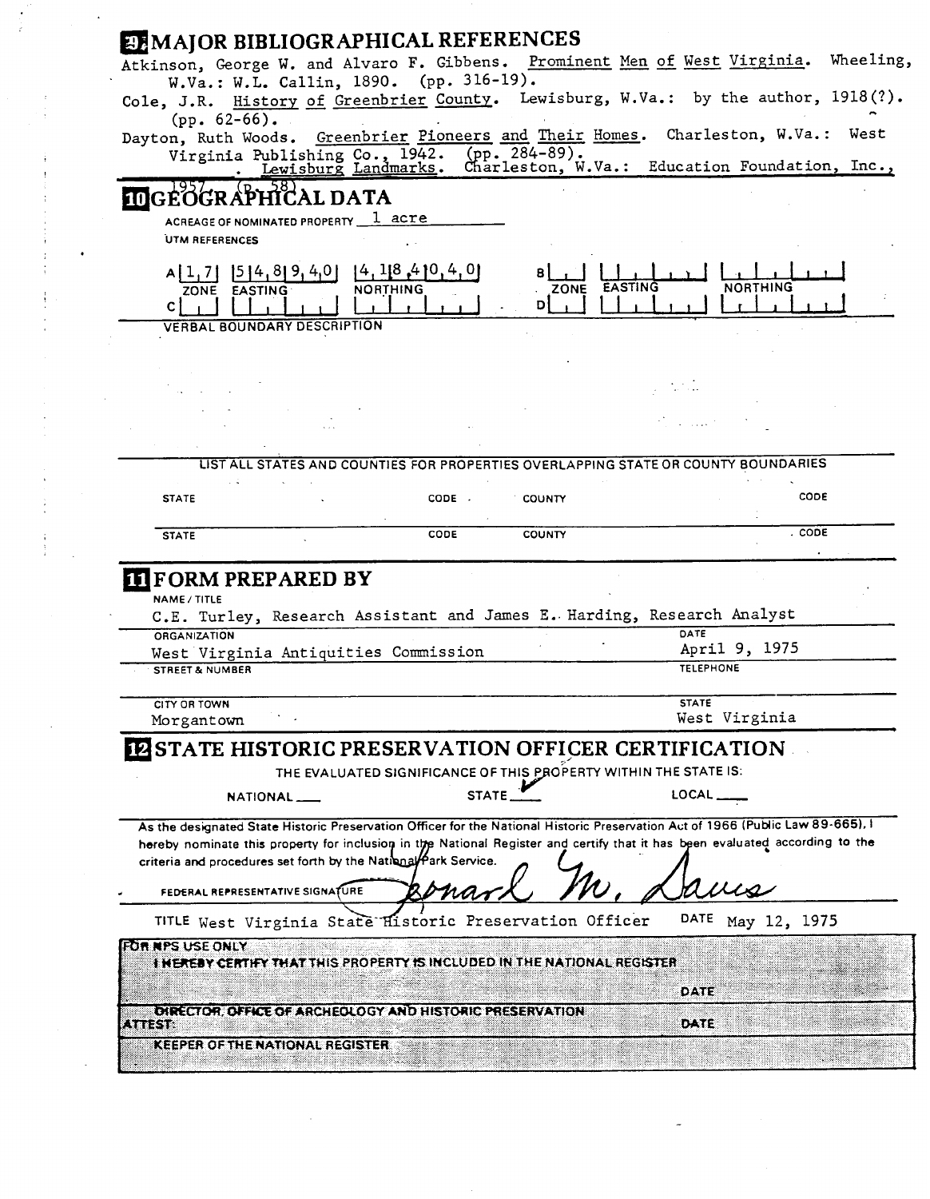## 9 MAJOR BIBLIOGRAPHICAL REFERENCES

Atkinson, George W. and Alvaro F. Gibbens. Prominent Men of West Virginia. Wheeling, W.Va.: W.L. Callin, 1890. (pp. 316-19).

Cole, J.R. History of Greenbrier County. Lewisburg, W.Va.: by the author, 1918(?). (pp. 62-66).

Dayton, Ruth Woods. Greenbrier Pioneers and Their Homes. Charleston, W.Va.: West Virginia Publishing Co., 1942. (pp. 284-89).

\_\_\_\_\_\_. Lewisburg Landmarks. Charleston, W.Va.: Education Foundation, Inc., 1957. (p. 58).

## 10 GEOGRAPHICAL DATA

ACREAGE OF NOMINATED PROPERTY 1 acre

UTM REFERENCES

| | ZONE | EASTING | NORTHING |
|---|---|---|---|
| A | 1,7 | 5 4,8 9,4,0 | 4,1 8,4 0,4,0 |
| B | | | |
| C | | | |
| D | | | |

VERBAL BOUNDARY DESCRIPTION

LIST ALL STATES AND COUNTIES FOR PROPERTIES OVERLAPPING STATE OR COUNTY BOUNDARIES

| STATE | CODE | COUNTY | CODE |
|---|---|---|---|
| STATE | CODE | COUNTY | CODE |

## 11 FORM PREPARED BY

NAME / TITLE
C.E. Turley, Research Assistant and James E. Harding, Research Analyst

ORGANIZATION
West Virginia Antiquities Commission

DATE
April 9, 1975

STREET & NUMBER

TELEPHONE

CITY OR TOWN
Morgantown

STATE
West Virginia

## 12 STATE HISTORIC PRESERVATION OFFICER CERTIFICATION

THE EVALUATED SIGNIFICANCE OF THIS PROPERTY WITHIN THE STATE IS:

NATIONAL \_\_\_ STATE ✓ LOCAL \_\_\_

As the designated State Historic Preservation Officer for the National Historic Preservation Act of 1966 (Public Law 89-665), I hereby nominate this property for inclusion in the National Register and certify that it has been evaluated according to the criteria and procedures set forth by the National Park Service.

FEDERAL REPRESENTATIVE SIGNATURE Leonard M. Davis

TITLE West Virginia State Historic Preservation Officer DATE May 12, 1975

FOR NPS USE ONLY

I HEREBY CERTIFY THAT THIS PROPERTY IS INCLUDED IN THE NATIONAL REGISTER

DATE

DIRECTOR, OFFICE OF ARCHEOLOGY AND HISTORIC PRESERVATION

ATTEST: DATE

KEEPER OF THE NATIONAL REGISTER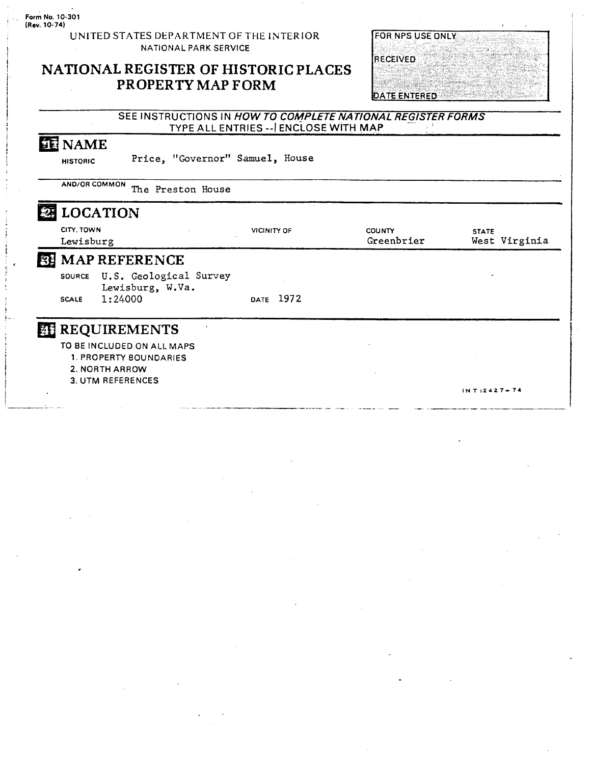Form No. 10-301
(Rev. 10-74)

UNITED STATES DEPARTMENT OF THE INTERIOR
NATIONAL PARK SERVICE

# NATIONAL REGISTER OF HISTORIC PLACES PROPERTY MAP FORM

FOR NPS USE ONLY

RECEIVED

DATE ENTERED

SEE INSTRUCTIONS IN *HOW TO COMPLETE NATIONAL REGISTER FORMS*
TYPE ALL ENTRIES -- ENCLOSE WITH MAP

## 1 NAME

HISTORIC Price, "Governor" Samuel, House

AND/OR COMMON The Preston House

## 2 LOCATION

| CITY, TOWN | VICINITY OF | COUNTY | STATE |
|---|---|---|---|
| Lewisburg | | Greenbrier | West Virginia |

## 3 MAP REFERENCE

SOURCE U.S. Geological Survey
Lewisburg, W.Va.

SCALE 1:24000 DATE 1972

## 4 REQUIREMENTS

TO BE INCLUDED ON ALL MAPS

1. PROPERTY BOUNDARIES
2. NORTH ARROW
3. UTM REFERENCES

INT:2427-74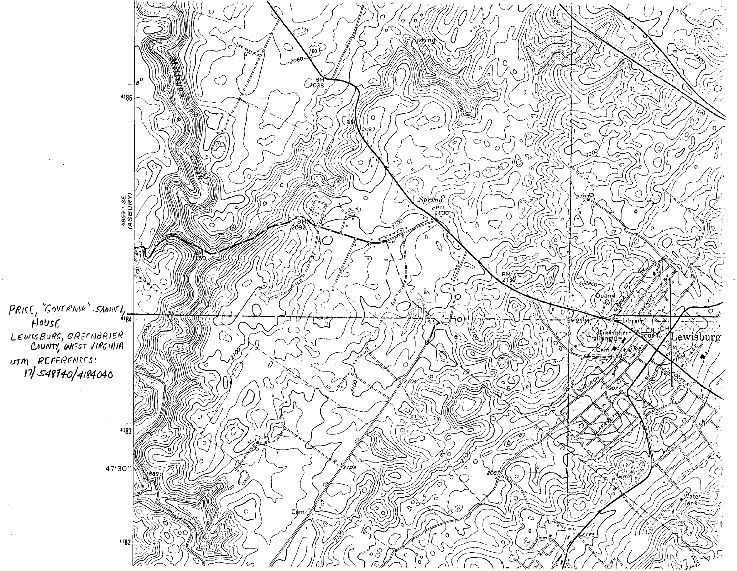PRICE, "GOVERNOR" SAMUEL, HOUSE
LEWISBURG, GREENBRIER COUNTY, WEST VIRGINIA
UTM REFERENCES:
17/548940/4184040